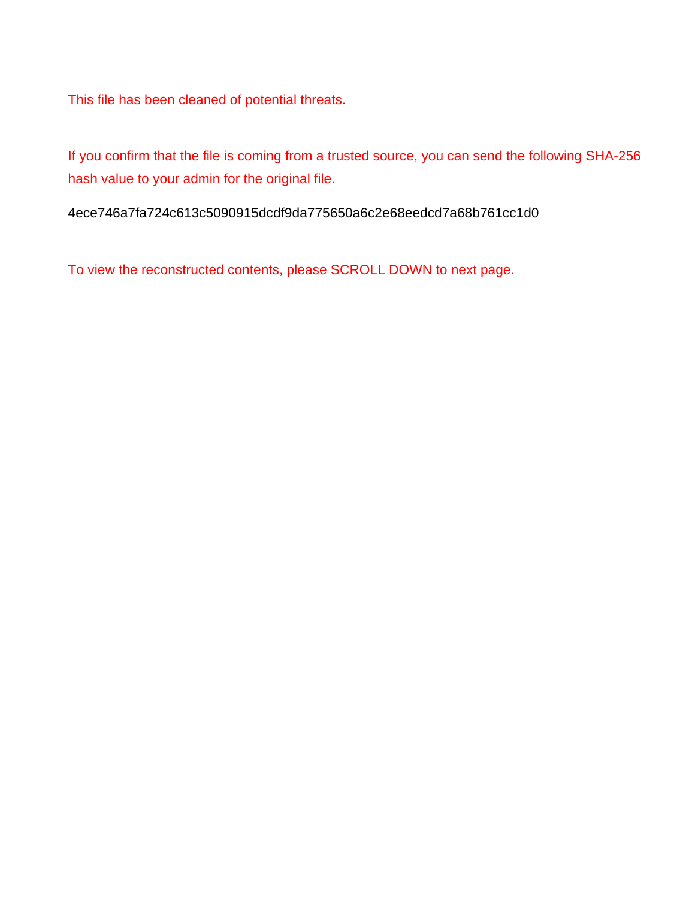This file has been cleaned of potential threats.

If you confirm that the file is coming from a trusted source, you can send the following SHA-256 hash value to your admin for the original file.

4ece746a7fa724c613c5090915dcdf9da775650a6c2e68eedcd7a68b761cc1d0

To view the reconstructed contents, please SCROLL DOWN to next page.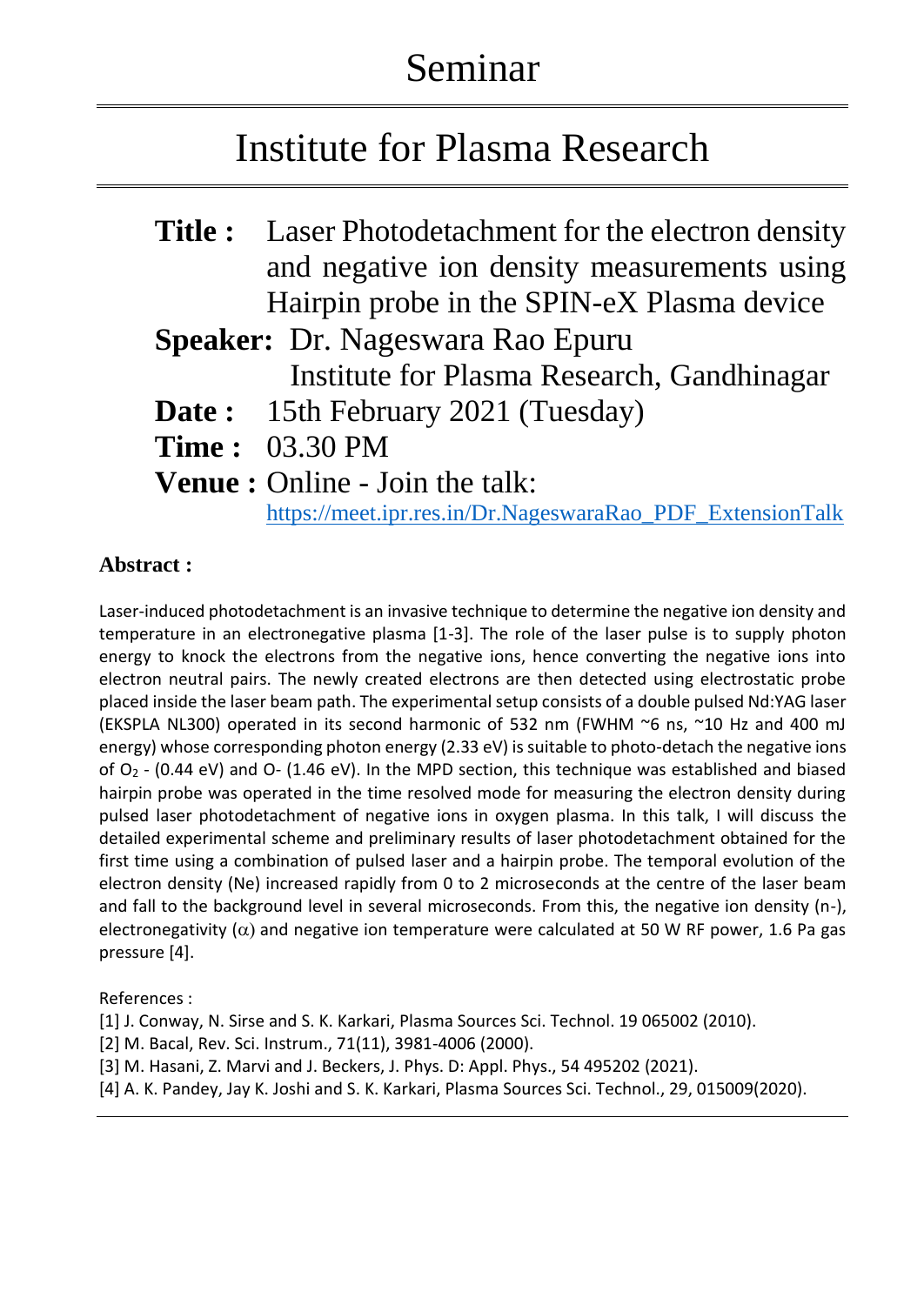# Seminar

## Institute for Plasma Research

**Title :** Laser Photodetachment for the electron density and negative ion density measurements using Hairpin probe in the SPIN-eX Plasma device

**Speaker:** Dr. Nageswara Rao Epuru
Institute for Plasma Research, Gandhinagar

**Date :** 15th February 2021 (Tuesday)

**Time :** 03.30 PM

**Venue :** Online - Join the talk:
https://meet.ipr.res.in/Dr.NageswaraRao_PDF_ExtensionTalk

**Abstract :**

Laser-induced photodetachment is an invasive technique to determine the negative ion density and temperature in an electronegative plasma [1-3]. The role of the laser pulse is to supply photon energy to knock the electrons from the negative ions, hence converting the negative ions into electron neutral pairs. The newly created electrons are then detected using electrostatic probe placed inside the laser beam path. The experimental setup consists of a double pulsed Nd:YAG laser (EKSPLA NL300) operated in its second harmonic of 532 nm (FWHM ~6 ns, ~10 Hz and 400 mJ energy) whose corresponding photon energy (2.33 eV) is suitable to photo-detach the negative ions of $O_2$ - (0.44 eV) and O- (1.46 eV). In the MPD section, this technique was established and biased hairpin probe was operated in the time resolved mode for measuring the electron density during pulsed laser photodetachment of negative ions in oxygen plasma. In this talk, I will discuss the detailed experimental scheme and preliminary results of laser photodetachment obtained for the first time using a combination of pulsed laser and a hairpin probe. The temporal evolution of the electron density (Ne) increased rapidly from 0 to 2 microseconds at the centre of the laser beam and fall to the background level in several microseconds. From this, the negative ion density (n-), electronegativity ($\alpha$) and negative ion temperature were calculated at 50 W RF power, 1.6 Pa gas pressure [4].

References :

[1] J. Conway, N. Sirse and S. K. Karkari, Plasma Sources Sci. Technol. 19 065002 (2010).
[2] M. Bacal, Rev. Sci. Instrum., 71(11), 3981-4006 (2000).
[3] M. Hasani, Z. Marvi and J. Beckers, J. Phys. D: Appl. Phys., 54 495202 (2021).
[4] A. K. Pandey, Jay K. Joshi and S. K. Karkari, Plasma Sources Sci. Technol., 29, 015009(2020).